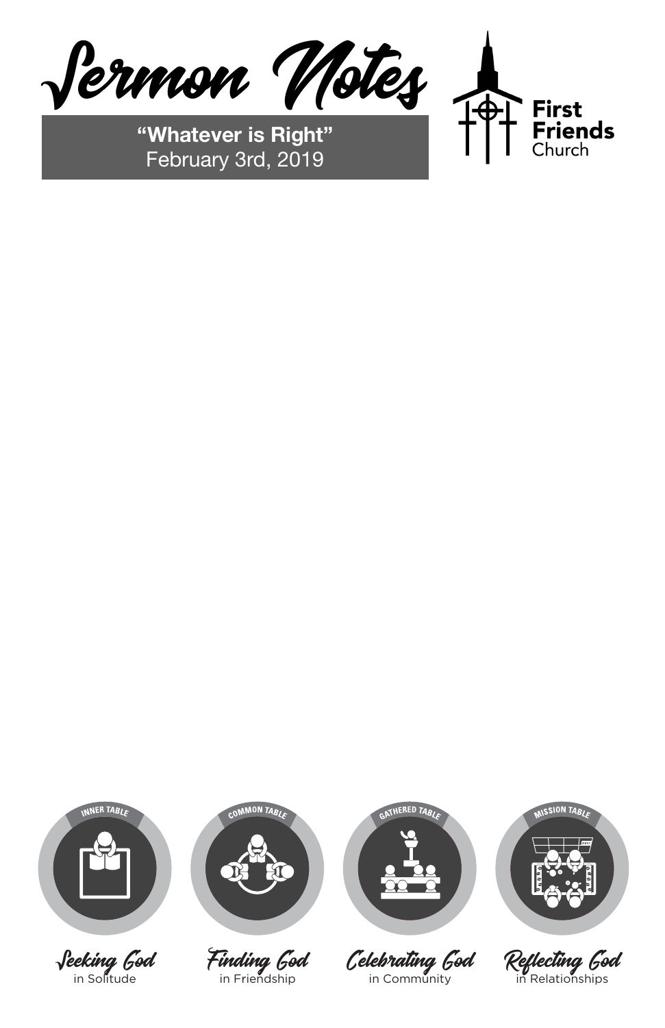# Sermon Notes

**"Whatever is Right"**
February 3rd, 2019

First Friends Church

INNER TABLE

**Seeking God**
in Solitude

COMMON TABLE

**Finding God**
in Friendship

GATHERED TABLE

**Celebrating God**
in Community

MISSION TABLE

**Reflecting God**
in Relationships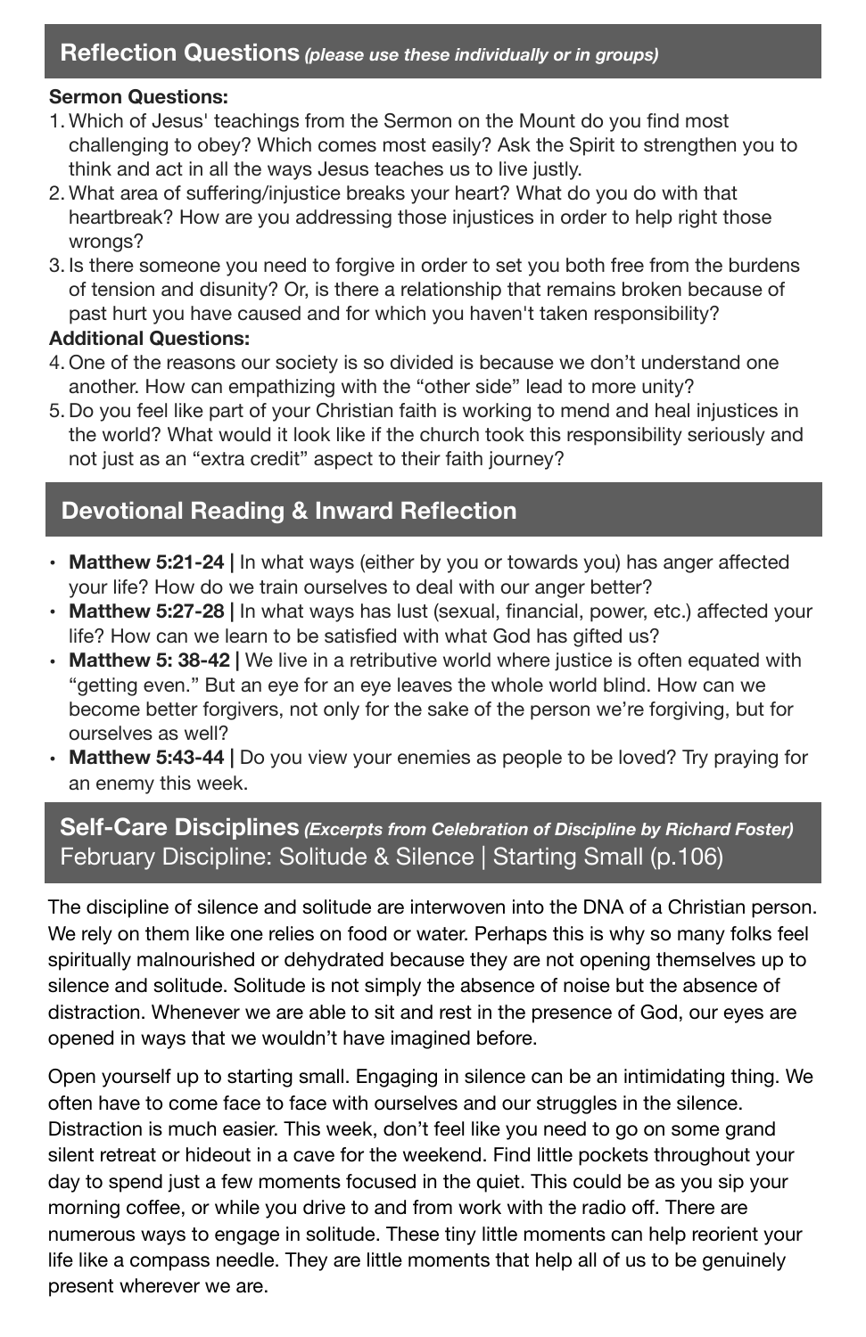## Reflection Questions *(please use these individually or in groups)*

**Sermon Questions:**

1. Which of Jesus' teachings from the Sermon on the Mount do you find most challenging to obey? Which comes most easily? Ask the Spirit to strengthen you to think and act in all the ways Jesus teaches us to live justly.
2. What area of suffering/injustice breaks your heart? What do you do with that heartbreak? How are you addressing those injustices in order to help right those wrongs?
3. Is there someone you need to forgive in order to set you both free from the burdens of tension and disunity? Or, is there a relationship that remains broken because of past hurt you have caused and for which you haven't taken responsibility?

**Additional Questions:**

4. One of the reasons our society is so divided is because we don't understand one another. How can empathizing with the "other side" lead to more unity?
5. Do you feel like part of your Christian faith is working to mend and heal injustices in the world? What would it look like if the church took this responsibility seriously and not just as an "extra credit" aspect to their faith journey?

## Devotional Reading & Inward Reflection

- **Matthew 5:21-24 |** In what ways (either by you or towards you) has anger affected your life? How do we train ourselves to deal with our anger better?
- **Matthew 5:27-28 |** In what ways has lust (sexual, financial, power, etc.) affected your life? How can we learn to be satisfied with what God has gifted us?
- **Matthew 5: 38-42 |** We live in a retributive world where justice is often equated with "getting even." But an eye for an eye leaves the whole world blind. How can we become better forgivers, not only for the sake of the person we're forgiving, but for ourselves as well?
- **Matthew 5:43-44 |** Do you view your enemies as people to be loved? Try praying for an enemy this week.

## Self-Care Disciplines *(Excerpts from Celebration of Discipline by Richard Foster)*

February Discipline: Solitude & Silence | Starting Small (p.106)

The discipline of silence and solitude are interwoven into the DNA of a Christian person. We rely on them like one relies on food or water. Perhaps this is why so many folks feel spiritually malnourished or dehydrated because they are not opening themselves up to silence and solitude. Solitude is not simply the absence of noise but the absence of distraction. Whenever we are able to sit and rest in the presence of God, our eyes are opened in ways that we wouldn't have imagined before.

Open yourself up to starting small. Engaging in silence can be an intimidating thing. We often have to come face to face with ourselves and our struggles in the silence. Distraction is much easier. This week, don't feel like you need to go on some grand silent retreat or hideout in a cave for the weekend. Find little pockets throughout your day to spend just a few moments focused in the quiet. This could be as you sip your morning coffee, or while you drive to and from work with the radio off. There are numerous ways to engage in solitude. These tiny little moments can help reorient your life like a compass needle. They are little moments that help all of us to be genuinely present wherever we are.